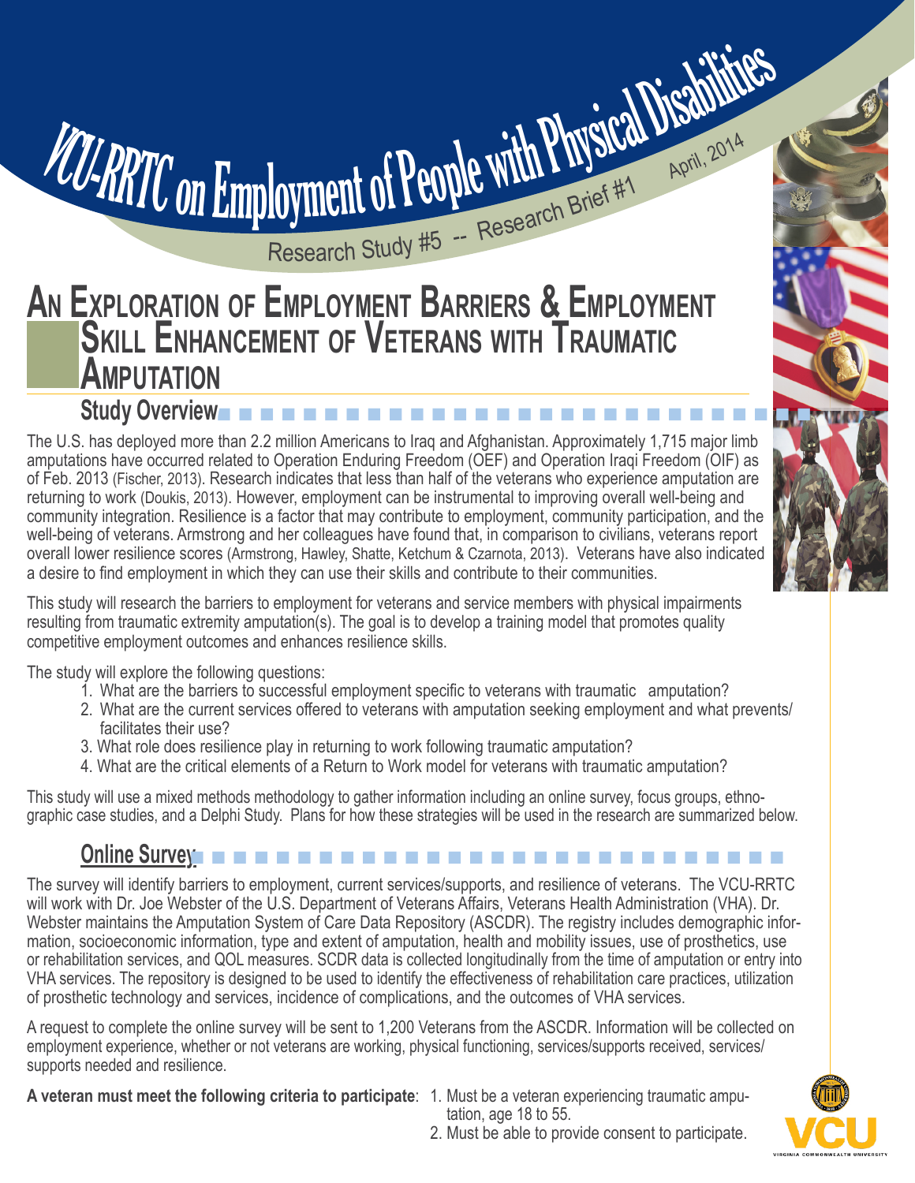# VCU-RRTC on Employment of People with Physical Disabilities

Research Study #5 -- Research Brief #1

April, 2014

# An Exploration of Employment Barriers & Employment Skill Enhancement of Veterans with Traumatic Amputation

## Study Overview

The U.S. has deployed more than 2.2 million Americans to Iraq and Afghanistan. Approximately 1,715 major limb amputations have occurred related to Operation Enduring Freedom (OEF) and Operation Iraqi Freedom (OIF) as of Feb. 2013 (Fischer, 2013). Research indicates that less than half of the veterans who experience amputation are returning to work (Doukis, 2013). However, employment can be instrumental to improving overall well-being and community integration. Resilience is a factor that may contribute to employment, community participation, and the well-being of veterans. Armstrong and her colleagues have found that, in comparison to civilians, veterans report overall lower resilience scores (Armstrong, Hawley, Shatte, Ketchum & Czarnota, 2013). Veterans have also indicated a desire to find employment in which they can use their skills and contribute to their communities.

This study will research the barriers to employment for veterans and service members with physical impairments resulting from traumatic extremity amputation(s). The goal is to develop a training model that promotes quality competitive employment outcomes and enhances resilience skills.

The study will explore the following questions:

1. What are the barriers to successful employment specific to veterans with traumatic amputation?
2. What are the current services offered to veterans with amputation seeking employment and what prevents/facilitates their use?
3. What role does resilience play in returning to work following traumatic amputation?
4. What are the critical elements of a Return to Work model for veterans with traumatic amputation?

This study will use a mixed methods methodology to gather information including an online survey, focus groups, ethnographic case studies, and a Delphi Study. Plans for how these strategies will be used in the research are summarized below.

## Online Survey

The survey will identify barriers to employment, current services/supports, and resilience of veterans. The VCU-RRTC will work with Dr. Joe Webster of the U.S. Department of Veterans Affairs, Veterans Health Administration (VHA). Dr. Webster maintains the Amputation System of Care Data Repository (ASCDR). The registry includes demographic information, socioeconomic information, type and extent of amputation, health and mobility issues, use of prosthetics, use or rehabilitation services, and QOL measures. SCDR data is collected longitudinally from the time of amputation or entry into VHA services. The repository is designed to be used to identify the effectiveness of rehabilitation care practices, utilization of prosthetic technology and services, incidence of complications, and the outcomes of VHA services.

A request to complete the online survey will be sent to 1,200 Veterans from the ASCDR. Information will be collected on employment experience, whether or not veterans are working, physical functioning, services/supports received, services/supports needed and resilience.

**A veteran must meet the following criteria to participate**:

1. Must be a veteran experiencing traumatic amputation, age 18 to 55.
2. Must be able to provide consent to participate.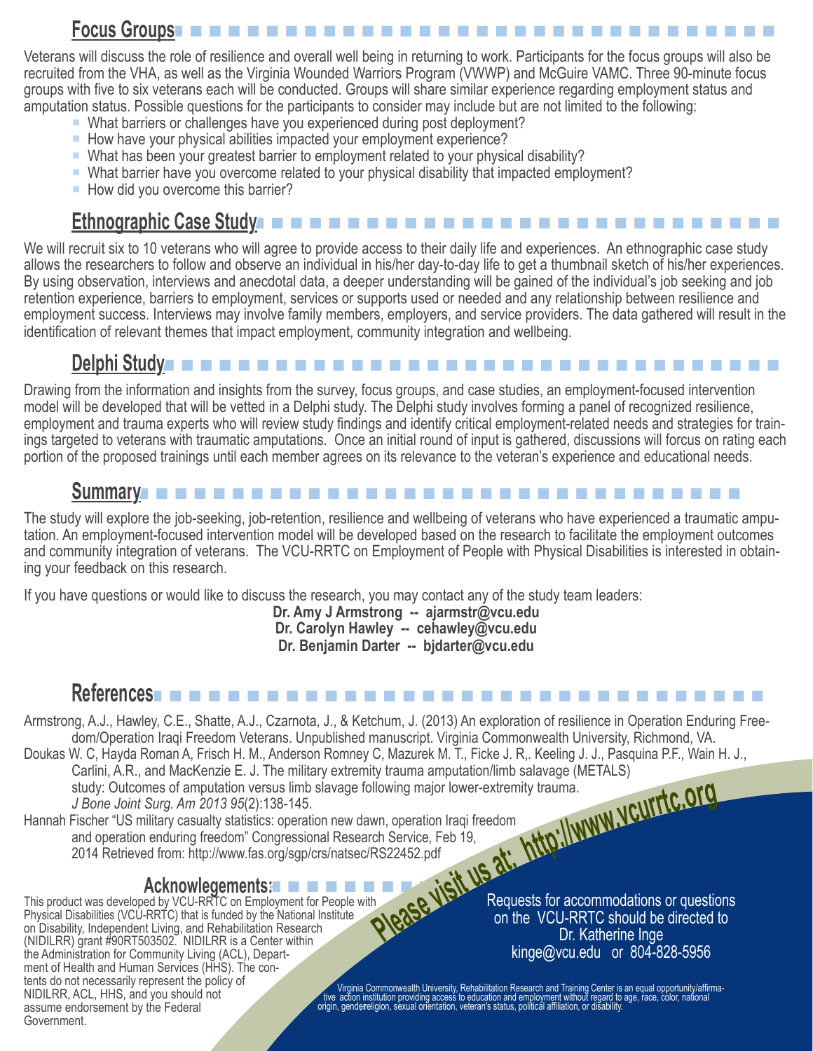## Focus Groups

Veterans will discuss the role of resilience and overall well being in returning to work. Participants for the focus groups will also be recruited from the VHA, as well as the Virginia Wounded Warriors Program (VWWP) and McGuire VAMC. Three 90-minute focus groups with five to six veterans each will be conducted. Groups will share similar experience regarding employment status and amputation status. Possible questions for the participants to consider may include but are not limited to the following:

- What barriers or challenges have you experienced during post deployment?
- How have your physical abilities impacted your employment experience?
- What has been your greatest barrier to employment related to your physical disability?
- What barrier have you overcome related to your physical disability that impacted employment?
- How did you overcome this barrier?

## Ethnographic Case Study

We will recruit six to 10 veterans who will agree to provide access to their daily life and experiences. An ethnographic case study allows the researchers to follow and observe an individual in his/her day-to-day life to get a thumbnail sketch of his/her experiences. By using observation, interviews and anecdotal data, a deeper understanding will be gained of the individual's job seeking and job retention experience, barriers to employment, services or supports used or needed and any relationship between resilience and employment success. Interviews may involve family members, employers, and service providers. The data gathered will result in the identification of relevant themes that impact employment, community integration and wellbeing.

## Delphi Study

Drawing from the information and insights from the survey, focus groups, and case studies, an employment-focused intervention model will be developed that will be vetted in a Delphi study. The Delphi study involves forming a panel of recognized resilience, employment and trauma experts who will review study findings and identify critical employment-related needs and strategies for trainings targeted to veterans with traumatic amputations. Once an initial round of input is gathered, discussions will forcus on rating each portion of the proposed trainings until each member agrees on its relevance to the veteran's experience and educational needs.

## Summary

The study will explore the job-seeking, job-retention, resilience and wellbeing of veterans who have experienced a traumatic amputation. An employment-focused intervention model will be developed based on the research to facilitate the employment outcomes and community integration of veterans. The VCU-RRTC on Employment of People with Physical Disabilities is interested in obtaining your feedback on this research.

If you have questions or would like to discuss the research, you may contact any of the study team leaders:

**Dr. Amy J Armstrong -- ajarmstr@vcu.edu**
**Dr. Carolyn Hawley -- cehawley@vcu.edu**
**Dr. Benjamin Darter -- bjdarter@vcu.edu**

## References

Armstrong, A.J., Hawley, C.E., Shatte, A.J., Czarnota, J., & Ketchum, J. (2013) An exploration of resilience in Operation Enduring Freedom/Operation Iraqi Freedom Veterans. Unpublished manuscript. Virginia Commonwealth University, Richmond, VA.

Doukas W. C, Hayda Roman A, Frisch H. M., Anderson Romney C, Mazurek M. T., Ficke J. R,. Keeling J. J., Pasquina P.F., Wain H. J., Carlini, A.R., and MacKenzie E. J. The military extremity trauma amputation/limb salavage (METALS) study: Outcomes of amputation versus limb slavage following major lower-extremity trauma. *J Bone Joint Surg. Am 2013 95*(2):138-145.

Hannah Fischer "US military casualty statistics: operation new dawn, operation Iraqi freedom and operation enduring freedom" Congressional Research Service, Feb 19, 2014 Retrieved from: http://www.fas.org/sgp/crs/natsec/RS22452.pdf

### Acknowlegements:

This product was developed by VCU-RRTC on Employment for People with Physical Disabilities (VCU-RRTC) that is funded by the National Institute on Disability, Independent Living, and Rehabilitation Research (NIDILRR) grant #90RT503502. NIDILRR is a Center within the Administration for Community Living (ACL), Department of Health and Human Services (HHS). The contents do not necessarily represent the policy of NIDILRR, ACL, HHS, and you should not assume endorsement by the Federal Government.

**Please visit us at: http://www.vcurrtc.org**

Requests for accommodations or questions on the VCU-RRTC should be directed to Dr. Katherine Inge
kinge@vcu.edu or 804-828-5956

Virginia Commonwealth University, Rehabilitation Research and Training Center is an equal opportunity/affirmative action institution providing access to education and employment without regard to age, race, color, national origin, gender religion, sexual orientation, veteran's status, political affiliation, or disability.